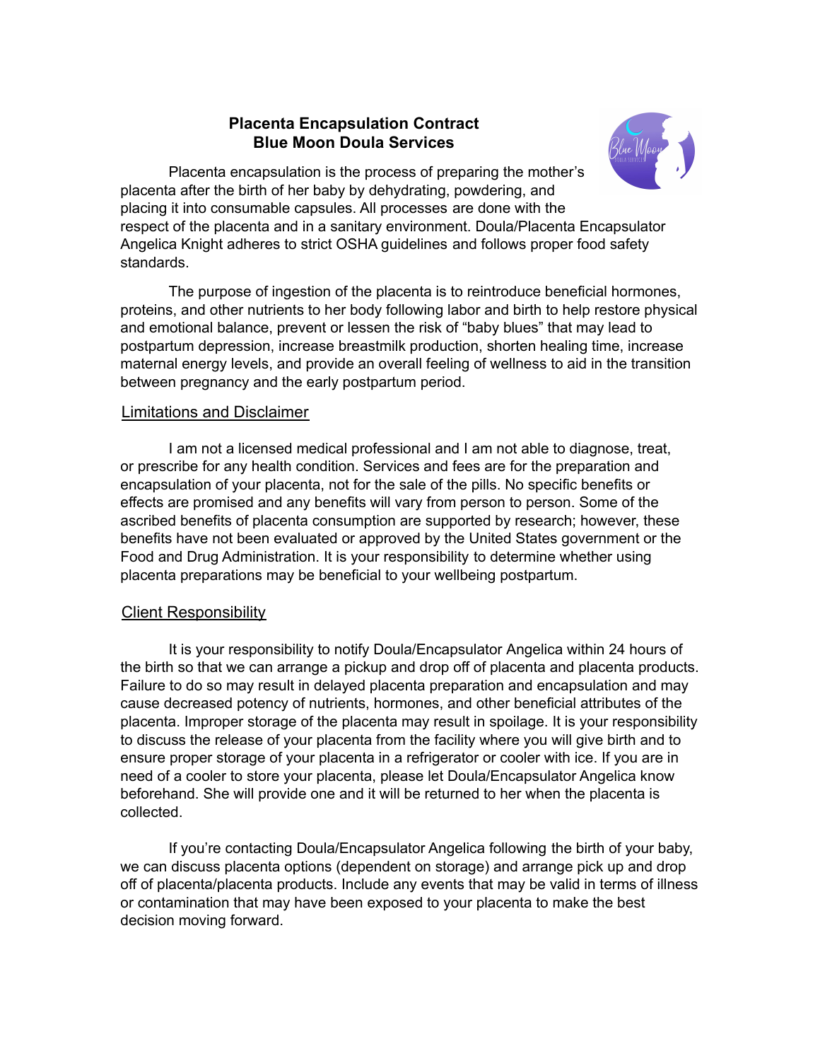**Placenta Encapsulation Contract**
**Blue Moon Doula Services**

Placenta encapsulation is the process of preparing the mother's placenta after the birth of her baby by dehydrating, powdering, and placing it into consumable capsules. All processes are done with the respect of the placenta and in a sanitary environment. Doula/Placenta Encapsulator Angelica Knight adheres to strict OSHA guidelines and follows proper food safety standards.

The purpose of ingestion of the placenta is to reintroduce beneficial hormones, proteins, and other nutrients to her body following labor and birth to help restore physical and emotional balance, prevent or lessen the risk of "baby blues" that may lead to postpartum depression, increase breastmilk production, shorten healing time, increase maternal energy levels, and provide an overall feeling of wellness to aid in the transition between pregnancy and the early postpartum period.

## Limitations and Disclaimer

I am not a licensed medical professional and I am not able to diagnose, treat, or prescribe for any health condition. Services and fees are for the preparation and encapsulation of your placenta, not for the sale of the pills. No specific benefits or effects are promised and any benefits will vary from person to person. Some of the ascribed benefits of placenta consumption are supported by research; however, these benefits have not been evaluated or approved by the United States government or the Food and Drug Administration. It is your responsibility to determine whether using placenta preparations may be beneficial to your wellbeing postpartum.

## Client Responsibility

It is your responsibility to notify Doula/Encapsulator Angelica within 24 hours of the birth so that we can arrange a pickup and drop off of placenta and placenta products. Failure to do so may result in delayed placenta preparation and encapsulation and may cause decreased potency of nutrients, hormones, and other beneficial attributes of the placenta. Improper storage of the placenta may result in spoilage. It is your responsibility to discuss the release of your placenta from the facility where you will give birth and to ensure proper storage of your placenta in a refrigerator or cooler with ice. If you are in need of a cooler to store your placenta, please let Doula/Encapsulator Angelica know beforehand. She will provide one and it will be returned to her when the placenta is collected.

If you're contacting Doula/Encapsulator Angelica following the birth of your baby, we can discuss placenta options (dependent on storage) and arrange pick up and drop off of placenta/placenta products. Include any events that may be valid in terms of illness or contamination that may have been exposed to your placenta to make the best decision moving forward.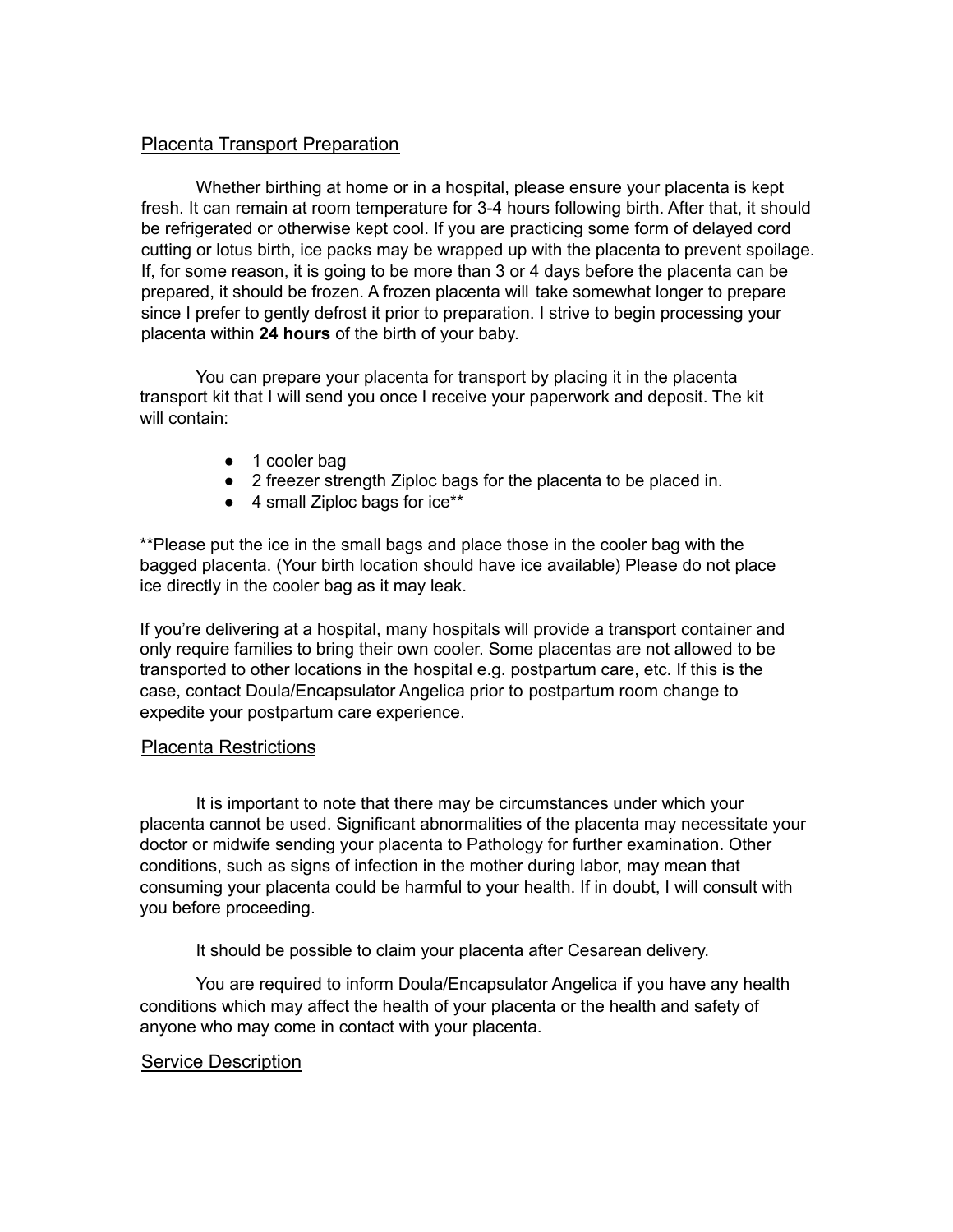## Placenta Transport Preparation

Whether birthing at home or in a hospital, please ensure your placenta is kept fresh. It can remain at room temperature for 3-4 hours following birth. After that, it should be refrigerated or otherwise kept cool. If you are practicing some form of delayed cord cutting or lotus birth, ice packs may be wrapped up with the placenta to prevent spoilage. If, for some reason, it is going to be more than 3 or 4 days before the placenta can be prepared, it should be frozen. A frozen placenta will take somewhat longer to prepare since I prefer to gently defrost it prior to preparation. I strive to begin processing your placenta within **24 hours** of the birth of your baby.

You can prepare your placenta for transport by placing it in the placenta transport kit that I will send you once I receive your paperwork and deposit. The kit will contain:

- 1 cooler bag
- 2 freezer strength Ziploc bags for the placenta to be placed in.
- 4 small Ziploc bags for ice**

**Please put the ice in the small bags and place those in the cooler bag with the bagged placenta. (Your birth location should have ice available) Please do not place ice directly in the cooler bag as it may leak.

If you're delivering at a hospital, many hospitals will provide a transport container and only require families to bring their own cooler. Some placentas are not allowed to be transported to other locations in the hospital e.g. postpartum care, etc. If this is the case, contact Doula/Encapsulator Angelica prior to postpartum room change to expedite your postpartum care experience.

## Placenta Restrictions

It is important to note that there may be circumstances under which your placenta cannot be used. Significant abnormalities of the placenta may necessitate your doctor or midwife sending your placenta to Pathology for further examination. Other conditions, such as signs of infection in the mother during labor, may mean that consuming your placenta could be harmful to your health. If in doubt, I will consult with you before proceeding.

It should be possible to claim your placenta after Cesarean delivery.

You are required to inform Doula/Encapsulator Angelica if you have any health conditions which may affect the health of your placenta or the health and safety of anyone who may come in contact with your placenta.

## Service Description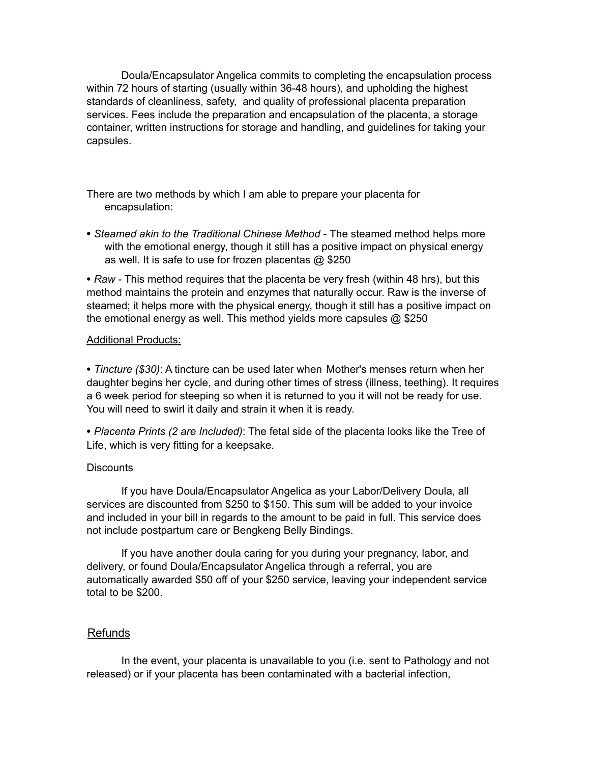Doula/Encapsulator Angelica commits to completing the encapsulation process within 72 hours of starting (usually within 36-48 hours), and upholding the highest standards of cleanliness, safety, and quality of professional placenta preparation services. Fees include the preparation and encapsulation of the placenta, a storage container, written instructions for storage and handling, and guidelines for taking your capsules.

There are two methods by which I am able to prepare your placenta for encapsulation:

• *Steamed akin to the Traditional Chinese Method* - The steamed method helps more with the emotional energy, though it still has a positive impact on physical energy as well. It is safe to use for frozen placentas @ $250

• *Raw* - This method requires that the placenta be very fresh (within 48 hrs), but this method maintains the protein and enzymes that naturally occur. Raw is the inverse of steamed; it helps more with the physical energy, though it still has a positive impact on the emotional energy as well. This method yields more capsules @ $250

<u>Additional Products:</u>

• *Tincture ($30)*: A tincture can be used later when Mother's menses return when her daughter begins her cycle, and during other times of stress (illness, teething). It requires a 6 week period for steeping so when it is returned to you it will not be ready for use. You will need to swirl it daily and strain it when it is ready.

• *Placenta Prints (2 are Included)*: The fetal side of the placenta looks like the Tree of Life, which is very fitting for a keepsake.

Discounts

If you have Doula/Encapsulator Angelica as your Labor/Delivery Doula, all services are discounted from $250 to $150. This sum will be added to your invoice and included in your bill in regards to the amount to be paid in full. This service does not include postpartum care or Bengkeng Belly Bindings.

If you have another doula caring for you during your pregnancy, labor, and delivery, or found Doula/Encapsulator Angelica through a referral, you are automatically awarded $50 off of your $250 service, leaving your independent service total to be $200.

## Refunds

In the event, your placenta is unavailable to you (i.e. sent to Pathology and not released) or if your placenta has been contaminated with a bacterial infection,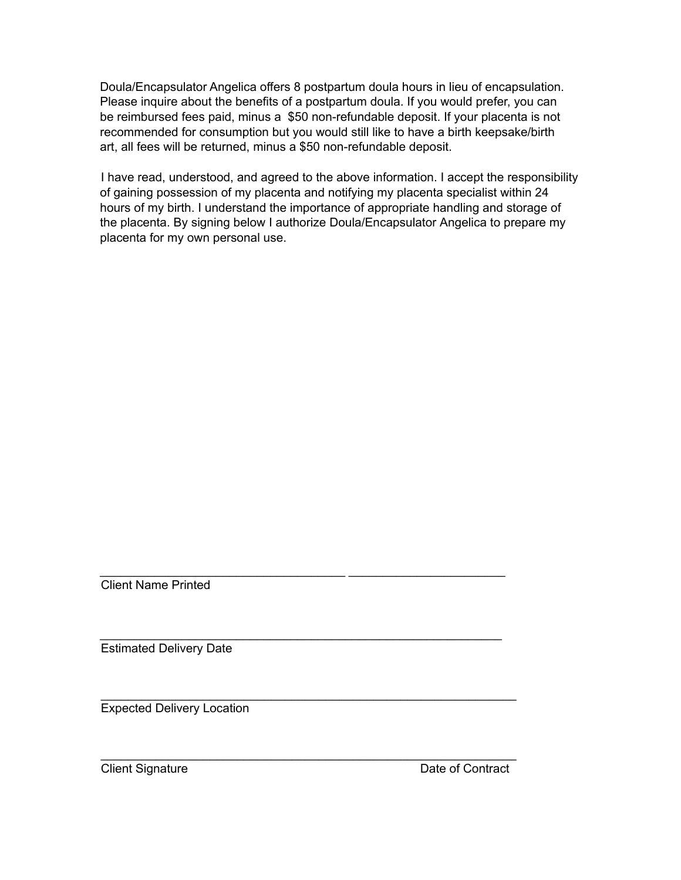Doula/Encapsulator Angelica offers 8 postpartum doula hours in lieu of encapsulation. Please inquire about the benefits of a postpartum doula. If you would prefer, you can be reimbursed fees paid, minus a $50 non-refundable deposit. If your placenta is not recommended for consumption but you would still like to have a birth keepsake/birth art, all fees will be returned, minus a $50 non-refundable deposit.

I have read, understood, and agreed to the above information. I accept the responsibility of gaining possession of my placenta and notifying my placenta specialist within 24 hours of my birth. I understand the importance of appropriate handling and storage of the placenta. By signing below I authorize Doula/Encapsulator Angelica to prepare my placenta for my own personal use.

___________________________________ ______________________

Client Name Printed

_________________________________________________________

Estimated Delivery Date

___________________________________________________________

Expected Delivery Location

___________________________________________________________

Client Signature                                                                Date of Contract